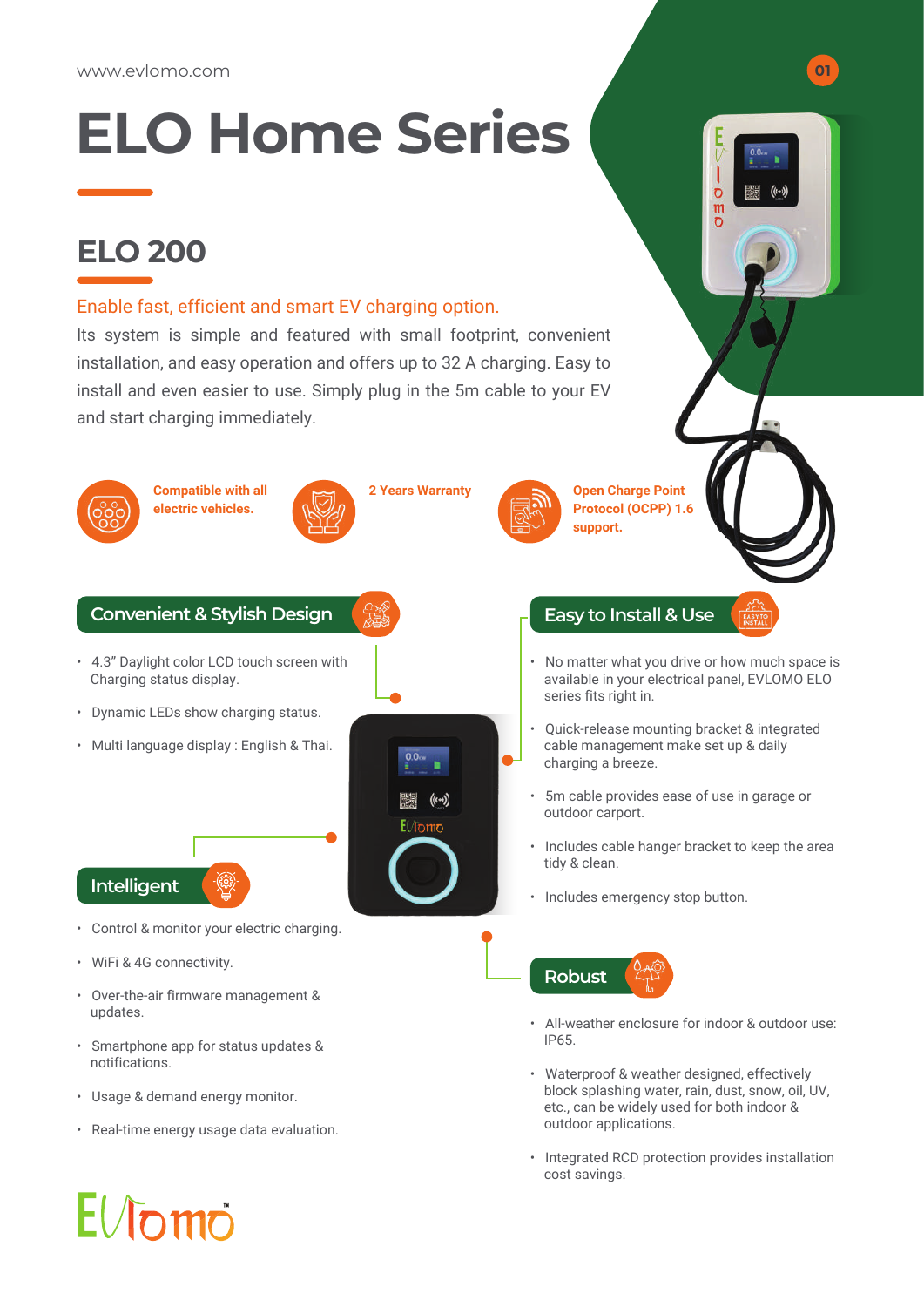www.evlomo.com

# ELO Home Series

## ELO 200

Enable fast, efficient and smart EV charging option.

Its system is simple and featured with small footprint, convenient installation, and easy operation and offers up to 32 A charging. Easy to install and even easier to use. Simply plug in the 5m cable to your EV and start charging immediately.

**Compatible with all electric vehicles.**

**2 Years Warranty**

**Open Charge Point Protocol (OCPP) 1.6 support.**

### Convenient & Stylish Design

- 4.3" Daylight color LCD touch screen with Charging status display.
- Dynamic LEDs show charging status.
- Multi language display : English & Thai.

### Intelligent

- Control & monitor your electric charging.
- WiFi & 4G connectivity.
- Over-the-air firmware management & updates.
- Smartphone app for status updates & notifications.
- Usage & demand energy monitor.
- Real-time energy usage data evaluation.

### Easy to Install & Use

- No matter what you drive or how much space is available in your electrical panel, EVLOMO ELO series fits right in.
- Quick-release mounting bracket & integrated cable management make set up & daily charging a breeze.
- 5m cable provides ease of use in garage or outdoor carport.
- Includes cable hanger bracket to keep the area tidy & clean.
- Includes emergency stop button.

### Robust

- All-weather enclosure for indoor & outdoor use: IP65.
- Waterproof & weather designed, effectively block splashing water, rain, dust, snow, oil, UV, etc., can be widely used for both indoor & outdoor applications.
- Integrated RCD protection provides installation cost savings.

EVlomo™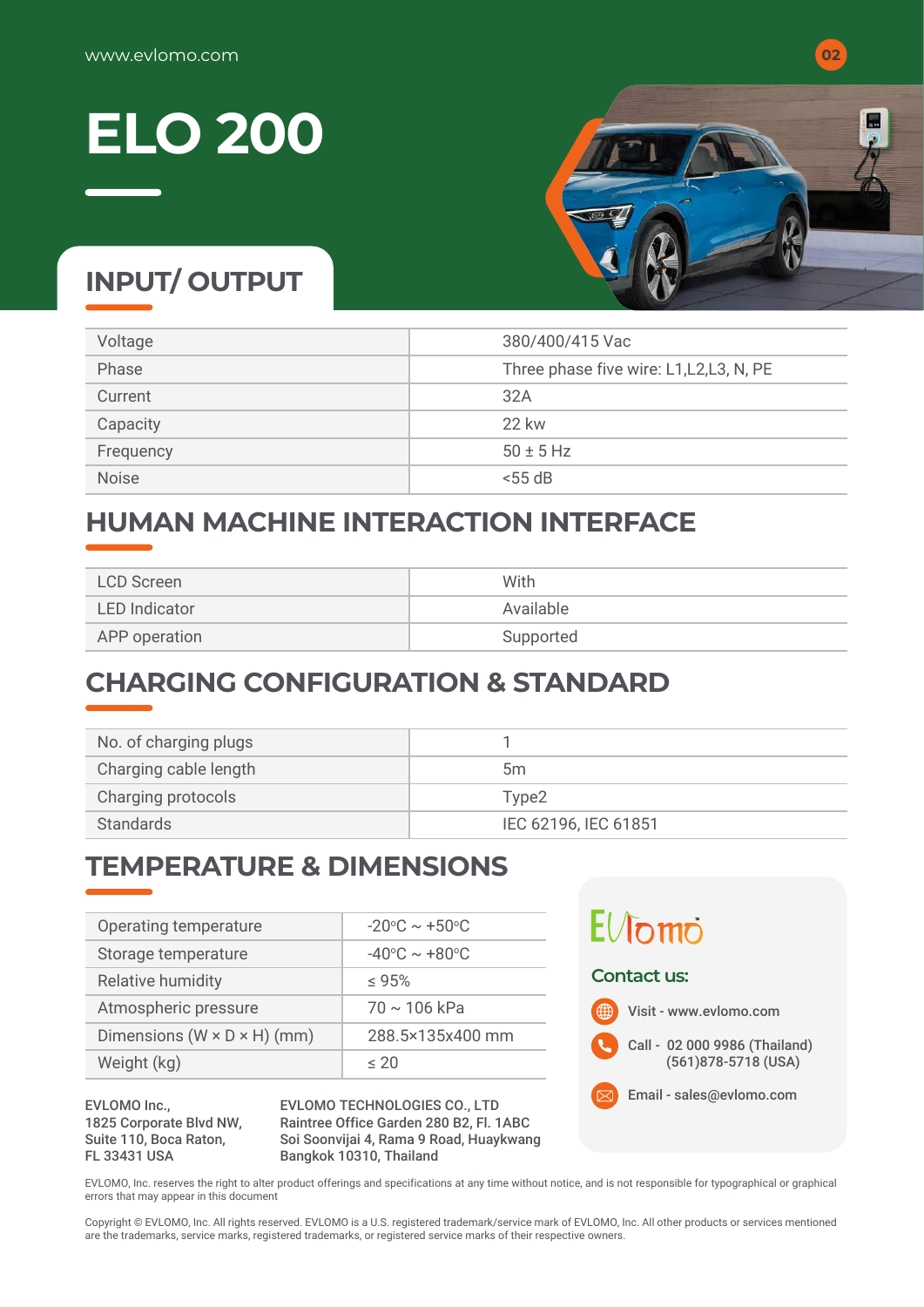# ELO 200

## INPUT/ OUTPUT

| | |
|---|---|
| Voltage | 380/400/415 Vac |
| Phase | Three phase five wire: L1,L2,L3, N, PE |
| Current | 32A |
| Capacity | 22 kw |
| Frequency | 50 ± 5 Hz |
| Noise | <55 dB |

## HUMAN MACHINE INTERACTION INTERFACE

| | |
|---|---|
| LCD Screen | With |
| LED Indicator | Available |
| APP operation | Supported |

## CHARGING CONFIGURATION & STANDARD

| | |
|---|---|
| No. of charging plugs | 1 |
| Charging cable length | 5m |
| Charging protocols | Type2 |
| Standards | IEC 62196, IEC 61851 |

## TEMPERATURE & DIMENSIONS

| | |
|---|---|
| Operating temperature | -20°C ~ +50°C |
| Storage temperature | -40°C ~ +80°C |
| Relative humidity | ≤ 95% |
| Atmospheric pressure | 70 ~ 106 kPa |
| Dimensions (W × D × H) (mm) | 288.5×135x400 mm |
| Weight (kg) | ≤ 20 |

**EVLOMO Inc.,**
**1825 Corporate Blvd NW,**
**Suite 110, Boca Raton,**
**FL 33431 USA**

**EVLOMO TECHNOLOGIES CO., LTD**
**Raintree Office Garden 280 B2, Fl. 1ABC**
**Soi Soonvijai 4, Rama 9 Road, Huaykwang**
**Bangkok 10310, Thailand**

EVlomo

**Contact us:**

- Visit - www.evlomo.com
- Call - 02 000 9986 (Thailand)
  (561)878-5718 (USA)
- Email - sales@evlomo.com

EVLOMO, Inc. reserves the right to alter product offerings and specifications at any time without notice, and is not responsible for typographical or graphical errors that may appear in this document

Copyright © EVLOMO, Inc. All rights reserved. EVLOMO is a U.S. registered trademark/service mark of EVLOMO, Inc. All other products or services mentioned are the trademarks, service marks, registered trademarks, or registered service marks of their respective owners.